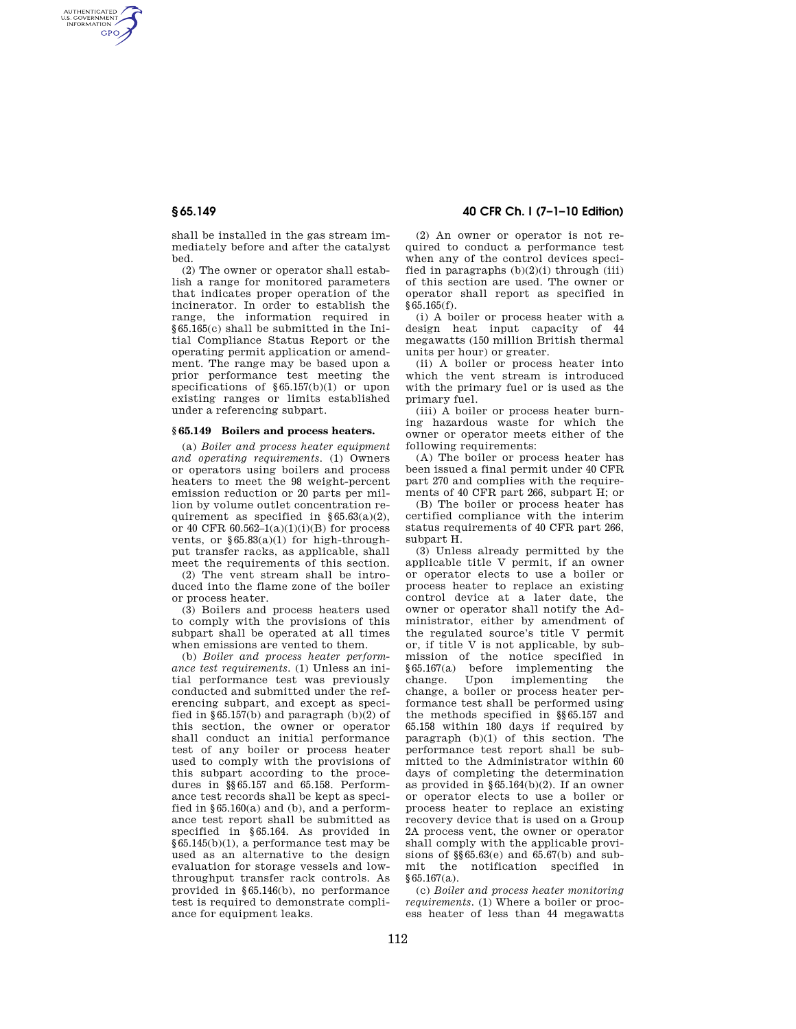shall be installed in the gas stream immediately before and after the catalyst bed.

(2) The owner or operator shall establish a range for monitored parameters that indicates proper operation of the incinerator. In order to establish the range, the information required in §65.165(c) shall be submitted in the Initial Compliance Status Report or the operating permit application or amendment. The range may be based upon a prior performance test meeting the specifications of §65.157(b)(1) or upon existing ranges or limits established under a referencing subpart.

## §65.149 Boilers and process heaters.

(a) *Boiler and process heater equipment and operating requirements.* (1) Owners or operators using boilers and process heaters to meet the 98 weight-percent emission reduction or 20 parts per million by volume outlet concentration requirement as specified in §65.63(a)(2), or 40 CFR 60.562–1(a)(1)(i)(B) for process vents, or §65.83(a)(1) for high-throughput transfer racks, as applicable, shall meet the requirements of this section.

(2) The vent stream shall be introduced into the flame zone of the boiler or process heater.

(3) Boilers and process heaters used to comply with the provisions of this subpart shall be operated at all times when emissions are vented to them.

(b) *Boiler and process heater performance test requirements.* (1) Unless an initial performance test was previously conducted and submitted under the referencing subpart, and except as specified in §65.157(b) and paragraph (b)(2) of this section, the owner or operator shall conduct an initial performance test of any boiler or process heater used to comply with the provisions of this subpart according to the procedures in §§65.157 and 65.158. Performance test records shall be kept as specified in §65.160(a) and (b), and a performance test report shall be submitted as specified in §65.164. As provided in §65.145(b)(1), a performance test may be used as an alternative to the design evaluation for storage vessels and low-throughput transfer rack controls. As provided in §65.146(b), no performance test is required to demonstrate compliance for equipment leaks.

(2) An owner or operator is not required to conduct a performance test when any of the control devices specified in paragraphs (b)(2)(i) through (iii) of this section are used. The owner or operator shall report as specified in §65.165(f).

(i) A boiler or process heater with a design heat input capacity of 44 megawatts (150 million British thermal units per hour) or greater.

(ii) A boiler or process heater into which the vent stream is introduced with the primary fuel or is used as the primary fuel.

(iii) A boiler or process heater burning hazardous waste for which the owner or operator meets either of the following requirements:

(A) The boiler or process heater has been issued a final permit under 40 CFR part 270 and complies with the requirements of 40 CFR part 266, subpart H; or

(B) The boiler or process heater has certified compliance with the interim status requirements of 40 CFR part 266, subpart H.

(3) Unless already permitted by the applicable title V permit, if an owner or operator elects to use a boiler or process heater to replace an existing control device at a later date, the owner or operator shall notify the Administrator, either by amendment of the regulated source's title V permit or, if title V is not applicable, by submission of the notice specified in §65.167(a) before implementing the change. Upon implementing the change, a boiler or process heater performance test shall be performed using the methods specified in §§65.157 and 65.158 within 180 days if required by paragraph (b)(1) of this section. The performance test report shall be submitted to the Administrator within 60 days of completing the determination as provided in §65.164(b)(2). If an owner or operator elects to use a boiler or process heater to replace an existing recovery device that is used on a Group 2A process vent, the owner or operator shall comply with the applicable provisions of §§65.63(e) and 65.67(b) and submit the notification specified in §65.167(a).

(c) *Boiler and process heater monitoring requirements.* (1) Where a boiler or process heater of less than 44 megawatts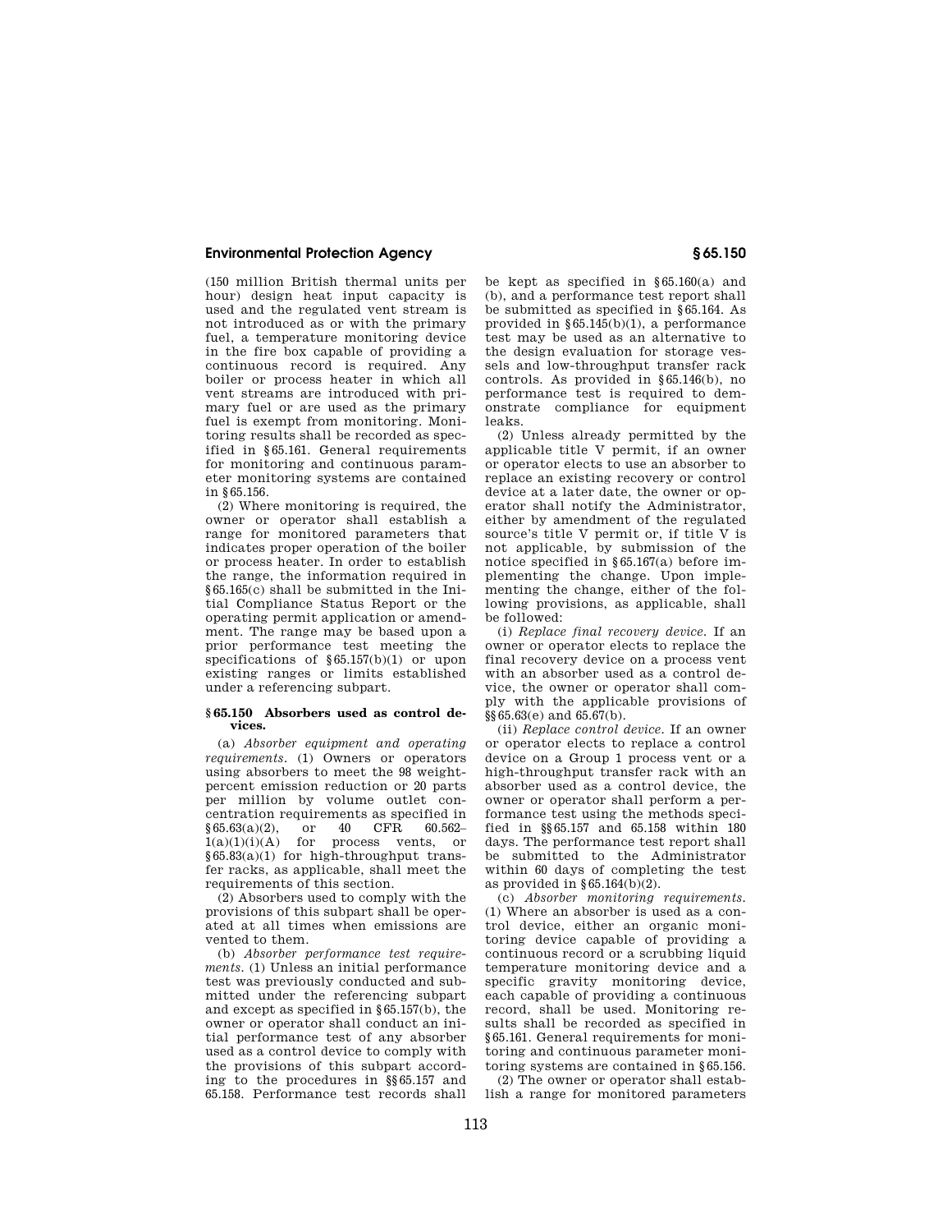(150 million British thermal units per hour) design heat input capacity is used and the regulated vent stream is not introduced as or with the primary fuel, a temperature monitoring device in the fire box capable of providing a continuous record is required. Any boiler or process heater in which all vent streams are introduced with primary fuel or are used as the primary fuel is exempt from monitoring. Monitoring results shall be recorded as specified in §65.161. General requirements for monitoring and continuous parameter monitoring systems are contained in §65.156.

(2) Where monitoring is required, the owner or operator shall establish a range for monitored parameters that indicates proper operation of the boiler or process heater. In order to establish the range, the information required in §65.165(c) shall be submitted in the Initial Compliance Status Report or the operating permit application or amendment. The range may be based upon a prior performance test meeting the specifications of §65.157(b)(1) or upon existing ranges or limits established under a referencing subpart.

### §65.150 Absorbers used as control devices.

(a) *Absorber equipment and operating requirements.* (1) Owners or operators using absorbers to meet the 98 weight-percent emission reduction or 20 parts per million by volume outlet concentration requirements as specified in §65.63(a)(2), or 40 CFR 60.562–1(a)(1)(i)(A) for process vents, or §65.83(a)(1) for high-throughput transfer racks, as applicable, shall meet the requirements of this section.

(2) Absorbers used to comply with the provisions of this subpart shall be operated at all times when emissions are vented to them.

(b) *Absorber performance test requirements.* (1) Unless an initial performance test was previously conducted and submitted under the referencing subpart and except as specified in §65.157(b), the owner or operator shall conduct an initial performance test of any absorber used as a control device to comply with the provisions of this subpart according to the procedures in §§65.157 and 65.158. Performance test records shall be kept as specified in §65.160(a) and (b), and a performance test report shall be submitted as specified in §65.164. As provided in §65.145(b)(1), a performance test may be used as an alternative to the design evaluation for storage vessels and low-throughput transfer rack controls. As provided in §65.146(b), no performance test is required to demonstrate compliance for equipment leaks.

(2) Unless already permitted by the applicable title V permit, if an owner or operator elects to use an absorber to replace an existing recovery or control device at a later date, the owner or operator shall notify the Administrator, either by amendment of the regulated source's title V permit or, if title V is not applicable, by submission of the notice specified in §65.167(a) before implementing the change. Upon implementing the change, either of the following provisions, as applicable, shall be followed:

(i) *Replace final recovery device.* If an owner or operator elects to replace the final recovery device on a process vent with an absorber used as a control device, the owner or operator shall comply with the applicable provisions of §§65.63(e) and 65.67(b).

(ii) *Replace control device.* If an owner or operator elects to replace a control device on a Group 1 process vent or a high-throughput transfer rack with an absorber used as a control device, the owner or operator shall perform a performance test using the methods specified in §§65.157 and 65.158 within 180 days. The performance test report shall be submitted to the Administrator within 60 days of completing the test as provided in §65.164(b)(2).

(c) *Absorber monitoring requirements.* (1) Where an absorber is used as a control device, either an organic monitoring device capable of providing a continuous record or a scrubbing liquid temperature monitoring device and a specific gravity monitoring device, each capable of providing a continuous record, shall be used. Monitoring results shall be recorded as specified in §65.161. General requirements for monitoring and continuous parameter monitoring systems are contained in §65.156.

(2) The owner or operator shall establish a range for monitored parameters